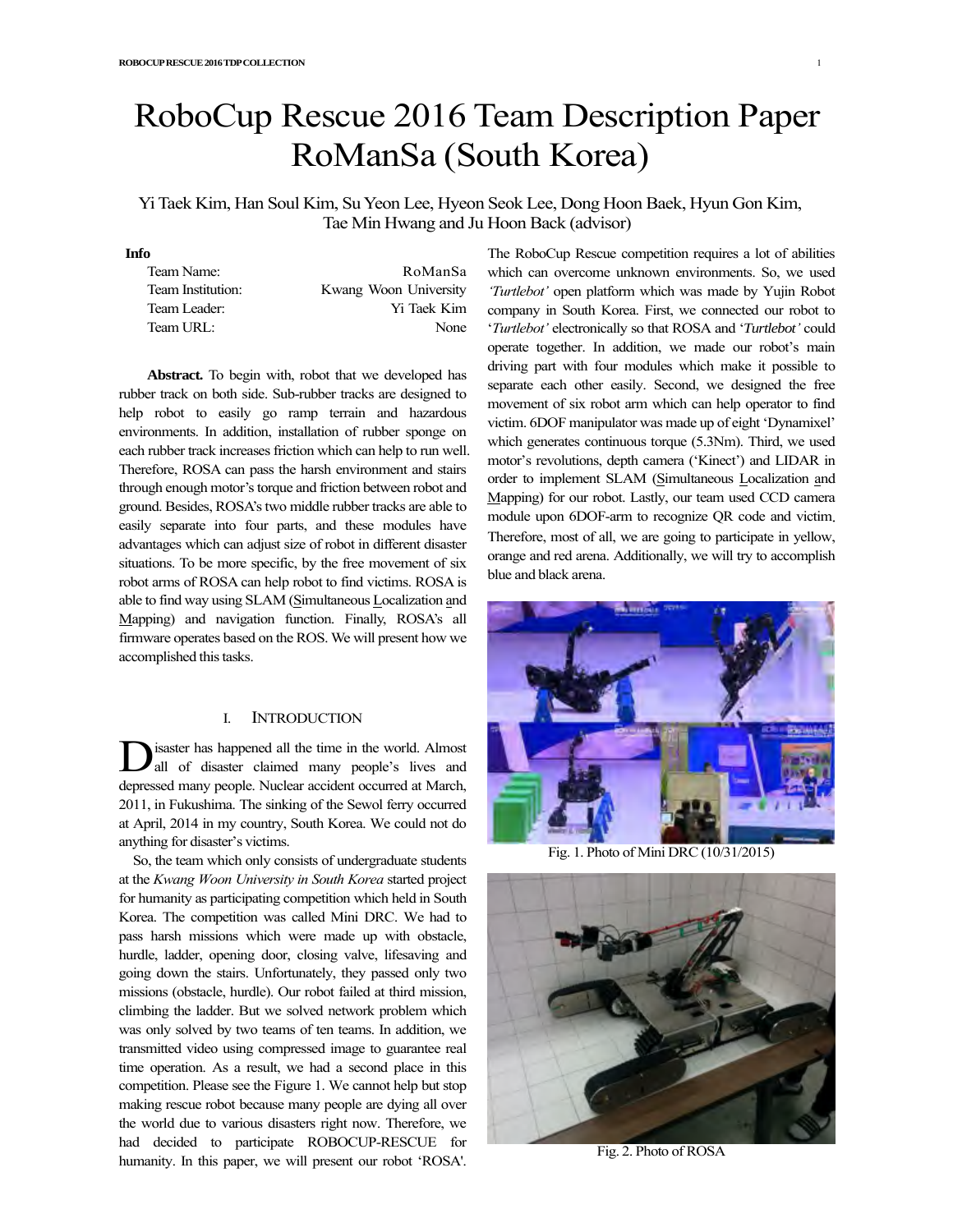# RoboCup Rescue 2016 Team Description Paper RoMansa (South Korea)

Yi Taek Kim, Han Soul Kim, Su Yeon Lee, Hyeon Seok Lee, Dong Hoon Baek, Hyun Gon Kim, Tae Min Hwang and Ju Hoon Back (advisor)

**Info**

| | |
|---|---|
| Team Name: | RoManSa |
| Team Institution: | Kwang Woon University |
| Team Leader: | Yi Taek Kim |
| Team URL: | None |

**Abstract.** To begin with, robot that we developed has rubber track on both side. Sub-rubber tracks are designed to help robot to easily go ramp terrain and hazardous environments. In addition, installation of rubber sponge on each rubber track increases friction which can help to run well. Therefore, ROSA can pass the harsh environment and stairs through enough motor's torque and friction between robot and ground. Besides, ROSA's two middle rubber tracks are able to easily separate into four parts, and these modules have advantages which can adjust size of robot in different disaster situations. To be more specific, by the free movement of six robot arms of ROSA can help robot to find victims. ROSA is able to find way using SLAM (Simultaneous Localization and Mapping) and navigation function. Finally, ROSA's all firmware operates based on the ROS. We will present how we accomplished this tasks.

## I. Introduction

Disaster has happened all the time in the world. Almost all of disaster claimed many people's lives and depressed many people. Nuclear accident occurred at March, 2011, in Fukushima. The sinking of the Sewol ferry occurred at April, 2014 in my country, South Korea. We could not do anything for disaster's victims.

So, the team which only consists of undergraduate students at the *Kwang Woon University in South Korea* started project for humanity as participating competition which held in South Korea. The competition was called Mini DRC. We had to pass harsh missions which were made up with obstacle, hurdle, ladder, opening door, closing valve, lifesaving and going down the stairs. Unfortunately, they passed only two missions (obstacle, hurdle). Our robot failed at third mission, climbing the ladder. But we solved network problem which was only solved by two teams of ten teams. In addition, we transmitted video using compressed image to guarantee real time operation. As a result, we had a second place in this competition. Please see the Figure 1. We cannot help but stop making rescue robot because many people are dying all over the world due to various disasters right now. Therefore, we had decided to participate ROBOCUP-RESCUE for humanity. In this paper, we will present our robot 'ROSA'.

The RoboCup Rescue competition requires a lot of abilities which can overcome unknown environments. So, we used *'Turtlebot'* open platform which was made by Yujin Robot company in South Korea. First, we connected our robot to '*Turtlebot'* electronically so that ROSA and '*Turtlebot'* could operate together. In addition, we made our robot's main driving part with four modules which make it possible to separate each other easily. Second, we designed the free movement of six robot arm which can help operator to find victim. 6DOF manipulator was made up of eight 'Dynamixel' which generates continuous torque (5.3Nm). Third, we used motor's revolutions, depth camera ('Kinect') and LIDAR in order to implement SLAM (Simultaneous Localization and Mapping) for our robot. Lastly, our team used CCD camera module upon 6DOF-arm to recognize QR code and victim. Therefore, most of all, we are going to participate in yellow, orange and red arena. Additionally, we will try to accomplish blue and black arena.

Fig. 1. Photo of Mini DRC (10/31/2015)

Fig. 2. Photo of ROSA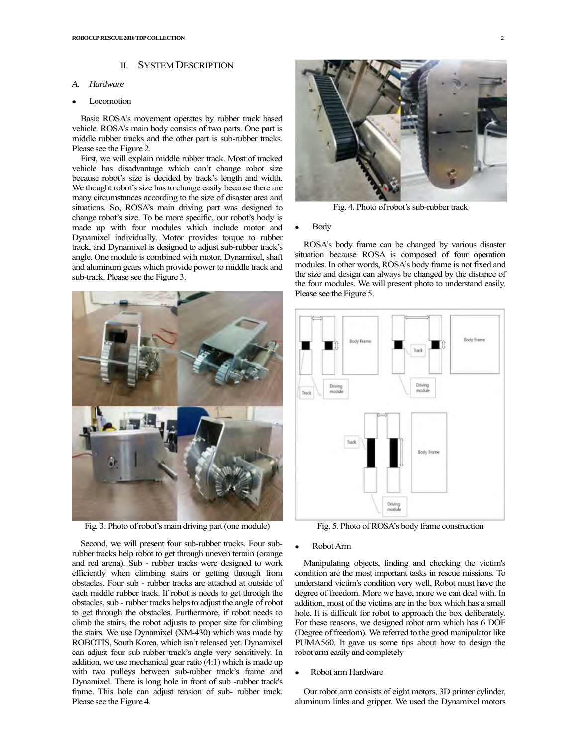## II. System Description

### A. Hardware

- Locomotion

Basic ROSA's movement operates by rubber track based vehicle. ROSA's main body consists of two parts. One part is middle rubber tracks and the other part is sub-rubber tracks. Please see the Figure 2.

First, we will explain middle rubber track. Most of tracked vehicle has disadvantage which can't change robot size because robot's size is decided by track's length and width. We thought robot's size has to change easily because there are many circumstances according to the size of disaster area and situations. So, ROSA's main driving part was designed to change robot's size. To be more specific, our robot's body is made up with four modules which include motor and Dynamixel individually. Motor provides torque to rubber track, and Dynamixel is designed to adjust sub-rubber track's angle. One module is combined with motor, Dynamixel, shaft and aluminum gears which provide power to middle track and sub-track. Please see the Figure 3.

Fig. 3. Photo of robot's main driving part (one module)

Second, we will present four sub-rubber tracks. Four sub-rubber tracks help robot to get through uneven terrain (orange and red arena). Sub - rubber tracks were designed to work efficiently when climbing stairs or getting through from obstacles. Four sub - rubber tracks are attached at outside of each middle rubber track. If robot is needs to get through the obstacles, sub - rubber tracks helps to adjust the angle of robot to get through the obstacles. Furthermore, if robot needs to climb the stairs, the robot adjusts to proper size for climbing the stairs. We use Dynamixel (XM-430) which was made by ROBOTIS, South Korea, which isn't released yet. Dynamixel can adjust four sub-rubber track's angle very sensitively. In addition, we use mechanical gear ratio (4:1) which is made up with two pulleys between sub-rubber track's frame and Dynamixel. There is long hole in front of sub -rubber track's frame. This hole can adjust tension of sub- rubber track. Please see the Figure 4.

Fig. 4. Photo of robot's sub-rubber track

- Body

ROSA's body frame can be changed by various disaster situation because ROSA is composed of four operation modules. In other words, ROSA's body frame is not fixed and the size and design can always be changed by the distance of the four modules. We will present photo to understand easily. Please see the Figure 5.

Fig. 5. Photo of ROSA's body frame construction

- Robot Arm

Manipulating objects, finding and checking the victim's condition are the most important tasks in rescue missions. To understand victim's condition very well, Robot must have the degree of freedom. More we have, more we can deal with. In addition, most of the victims are in the box which has a small hole. It is difficult for robot to approach the box deliberately. For these reasons, we designed robot arm which has 6 DOF (Degree of freedom). We referred to the good manipulator like PUMA560. It gave us some tips about how to design the robot arm easily and completely

- Robot arm Hardware

Our robot arm consists of eight motors, 3D printer cylinder, aluminum links and gripper. We used the Dynamixel motors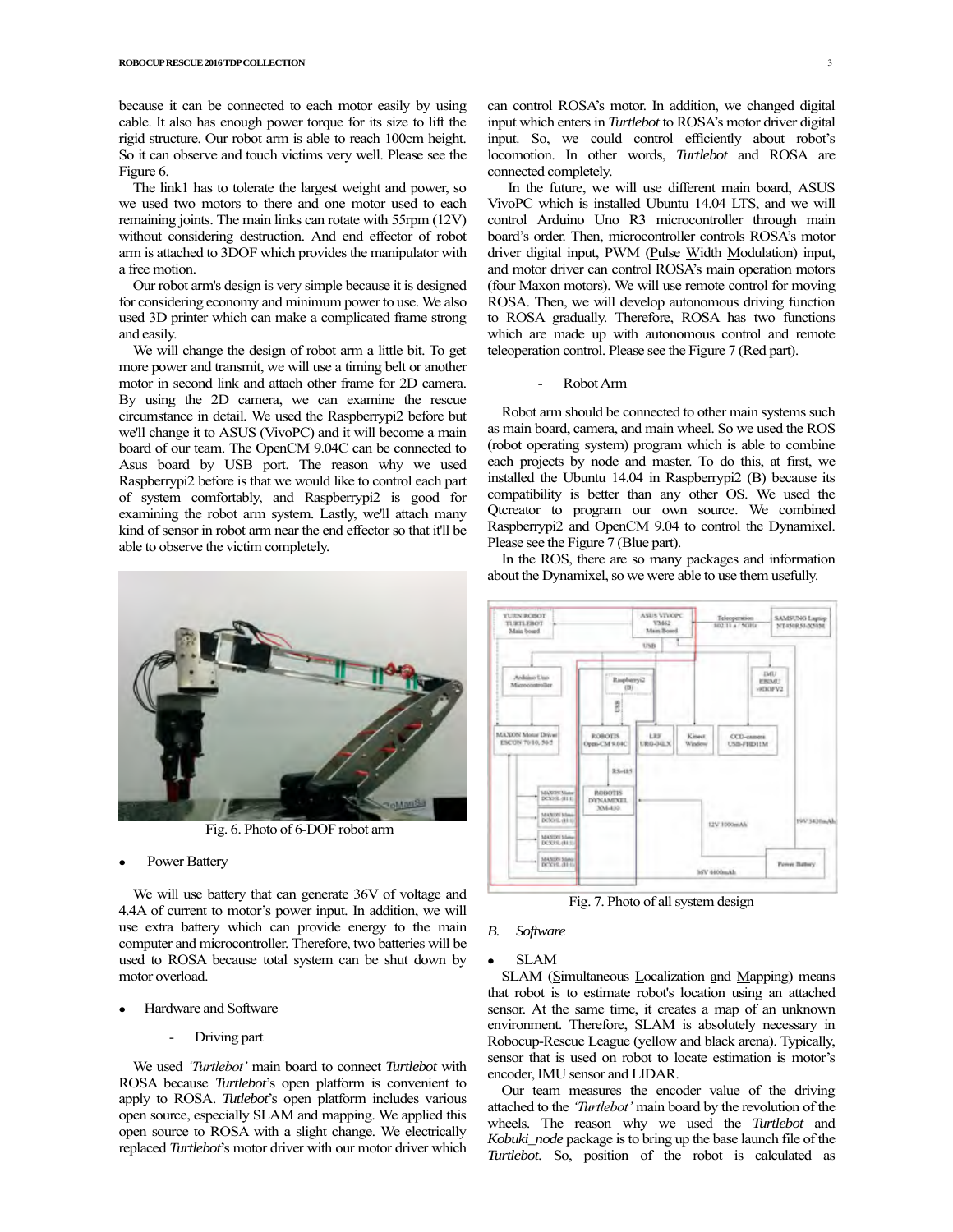because it can be connected to each motor easily by using cable. It also has enough power torque for its size to lift the rigid structure. Our robot arm is able to reach 100cm height. So it can observe and touch victims very well. Please see the Figure 6.

The link1 has to tolerate the largest weight and power, so we used two motors to there and one motor used to each remaining joints. The main links can rotate with 55rpm (12V) without considering destruction. And end effector of robot arm is attached to 3DOF which provides the manipulator with a free motion.

Our robot arm's design is very simple because it is designed for considering economy and minimum power to use. We also used 3D printer which can make a complicated frame strong and easily.

We will change the design of robot arm a little bit. To get more power and transmit, we will use a timing belt or another motor in second link and attach other frame for 2D camera. By using the 2D camera, we can examine the rescue circumstance in detail. We used the Raspberrypi2 before but we'll change it to ASUS (VivoPC) and it will become a main board of our team. The OpenCM 9.04C can be connected to Asus board by USB port. The reason why we used Raspberrypi2 before is that we would like to control each part of system comfortably, and Raspberrypi2 is good for examining the robot arm system. Lastly, we'll attach many kind of sensor in robot arm near the end effector so that it'll be able to observe the victim completely.

Fig. 6. Photo of 6-DOF robot arm

- Power Battery

We will use battery that can generate 36V of voltage and 4.4A of current to motor's power input. In addition, we will use extra battery which can provide energy to the main computer and microcontroller. Therefore, two batteries will be used to ROSA because total system can be shut down by motor overload.

- Hardware and Software
  - Driving part

We used *'Turtlebot'* main board to connect *Turtlebot* with ROSA because *Turtlebot*'s open platform is convenient to apply to ROSA. *Tutlebot*'s open platform includes various open source, especially SLAM and mapping. We applied this open source to ROSA with a slight change. We electrically replaced *Turtlebot*'s motor driver with our motor driver which can control ROSA's motor. In addition, we changed digital input which enters in *Turtlebot* to ROSA's motor driver digital input. So, we could control efficiently about robot's locomotion. In other words, *Turtlebot* and ROSA are connected completely.

In the future, we will use different main board, ASUS VivoPC which is installed Ubuntu 14.04 LTS, and we will control Arduino Uno R3 microcontroller through main board's order. Then, microcontroller controls ROSA's motor driver digital input, PWM (Pulse Width Modulation) input, and motor driver can control ROSA's main operation motors (four Maxon motors). We will use remote control for moving ROSA. Then, we will develop autonomous driving function to ROSA gradually. Therefore, ROSA has two functions which are made up with autonomous control and remote teleoperation control. Please see the Figure 7 (Red part).

- Robot Arm

Robot arm should be connected to other main systems such as main board, camera, and main wheel. So we used the ROS (robot operating system) program which is able to combine each projects by node and master. To do this, at first, we installed the Ubuntu 14.04 in Raspberrypi2 (B) because its compatibility is better than any other OS. We used the Qtcreator to program our own source. We combined Raspberrypi2 and OpenCM 9.04 to control the Dynamixel. Please see the Figure 7 (Blue part).

In the ROS, there are so many packages and information about the Dynamixel, so we were able to use them usefully.

Fig. 7. Photo of all system design

*B. Software*

- SLAM

SLAM (Simultaneous Localization and Mapping) means that robot is to estimate robot's location using an attached sensor. At the same time, it creates a map of an unknown environment. Therefore, SLAM is absolutely necessary in Robocup-Rescue League (yellow and black arena). Typically, sensor that is used on robot to locate estimation is motor's encoder, IMU sensor and LIDAR.

Our team measures the encoder value of the driving attached to the *'Turtlebot'* main board by the revolution of the wheels. The reason why we used the *Turtlebot* and *Kobuki_node* package is to bring up the base launch file of the *Turtlebot*. So, position of the robot is calculated as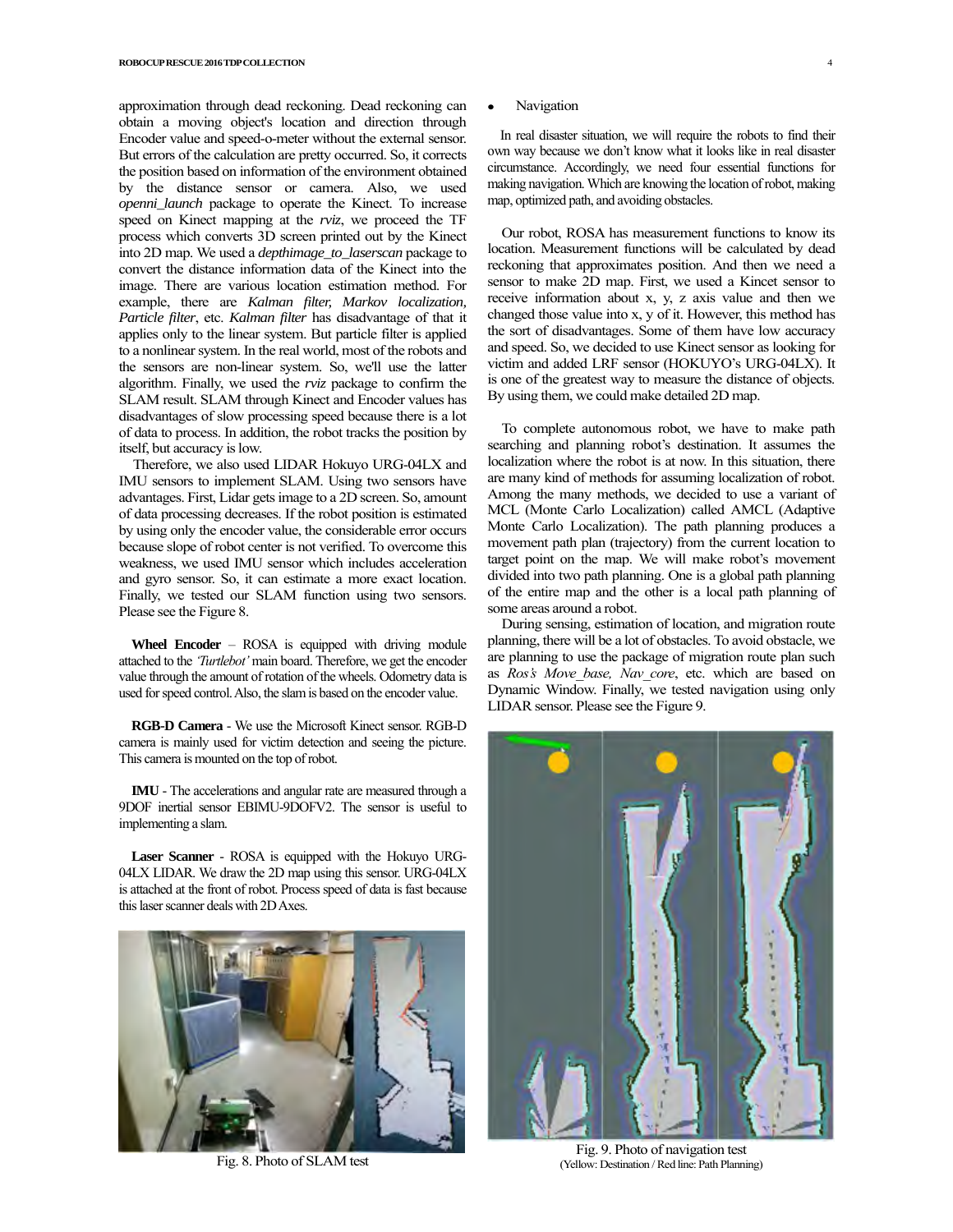approximation through dead reckoning. Dead reckoning can obtain a moving object's location and direction through Encoder value and speed-o-meter without the external sensor. But errors of the calculation are pretty occurred. So, it corrects the position based on information of the environment obtained by the distance sensor or camera. Also, we used *openni_launch* package to operate the Kinect. To increase speed on Kinect mapping at the *rviz*, we proceed the TF process which converts 3D screen printed out by the Kinect into 2D map. We used a *depthimage_to_laserscan* package to convert the distance information data of the Kinect into the image. There are various location estimation method. For example, there are *Kalman filter, Markov localization, Particle filter*, etc. *Kalman filter* has disadvantage of that it applies only to the linear system. But particle filter is applied to a nonlinear system. In the real world, most of the robots and the sensors are non-linear system. So, we'll use the latter algorithm. Finally, we used the *rviz* package to confirm the SLAM result. SLAM through Kinect and Encoder values has disadvantages of slow processing speed because there is a lot of data to process. In addition, the robot tracks the position by itself, but accuracy is low.

Therefore, we also used LIDAR Hokuyo URG-04LX and IMU sensors to implement SLAM. Using two sensors have advantages. First, Lidar gets image to a 2D screen. So, amount of data processing decreases. If the robot position is estimated by using only the encoder value, the considerable error occurs because slope of robot center is not verified. To overcome this weakness, we used IMU sensor which includes acceleration and gyro sensor. So, it can estimate a more exact location. Finally, we tested our SLAM function using two sensors. Please see the Figure 8.

**Wheel Encoder** – ROSA is equipped with driving module attached to the *'Turtlebot'* main board. Therefore, we get the encoder value through the amount of rotation of the wheels. Odometry data is used for speed control. Also, the slam is based on the encoder value.

**RGB-D Camera** - We use the Microsoft Kinect sensor. RGB-D camera is mainly used for victim detection and seeing the picture. This camera is mounted on the top of robot.

**IMU** - The accelerations and angular rate are measured through a 9DOF inertial sensor EBIMU-9DOFV2. The sensor is useful to implementing a slam.

**Laser Scanner** - ROSA is equipped with the Hokuyo URG-04LX LIDAR. We draw the 2D map using this sensor. URG-04LX is attached at the front of robot. Process speed of data is fast because this laser scanner deals with 2D Axes.

Fig. 8. Photo of SLAM test

- Navigation

In real disaster situation, we will require the robots to find their own way because we don't know what it looks like in real disaster circumstance. Accordingly, we need four essential functions for making navigation. Which are knowing the location of robot, making map, optimized path, and avoiding obstacles.

Our robot, ROSA has measurement functions to know its location. Measurement functions will be calculated by dead reckoning that approximates position. And then we need a sensor to make 2D map. First, we used a Kincet sensor to receive information about x, y, z axis value and then we changed those value into x, y of it. However, this method has the sort of disadvantages. Some of them have low accuracy and speed. So, we decided to use Kinect sensor as looking for victim and added LRF sensor (HOKUYO's URG-04LX). It is one of the greatest way to measure the distance of objects. By using them, we could make detailed 2D map.

To complete autonomous robot, we have to make path searching and planning robot's destination. It assumes the localization where the robot is at now. In this situation, there are many kind of methods for assuming localization of robot. Among the many methods, we decided to use a variant of MCL (Monte Carlo Localization) called AMCL (Adaptive Monte Carlo Localization). The path planning produces a movement path plan (trajectory) from the current location to target point on the map. We will make robot's movement divided into two path planning. One is a global path planning of the entire map and the other is a local path planning of some areas around a robot.

During sensing, estimation of location, and migration route planning, there will be a lot of obstacles. To avoid obstacle, we are planning to use the package of migration route plan such as *Ros's Move_base, Nav_core*, etc. which are based on Dynamic Window. Finally, we tested navigation using only LIDAR sensor. Please see the Figure 9.

Fig. 9. Photo of navigation test
(Yellow: Destination / Red line: Path Planning)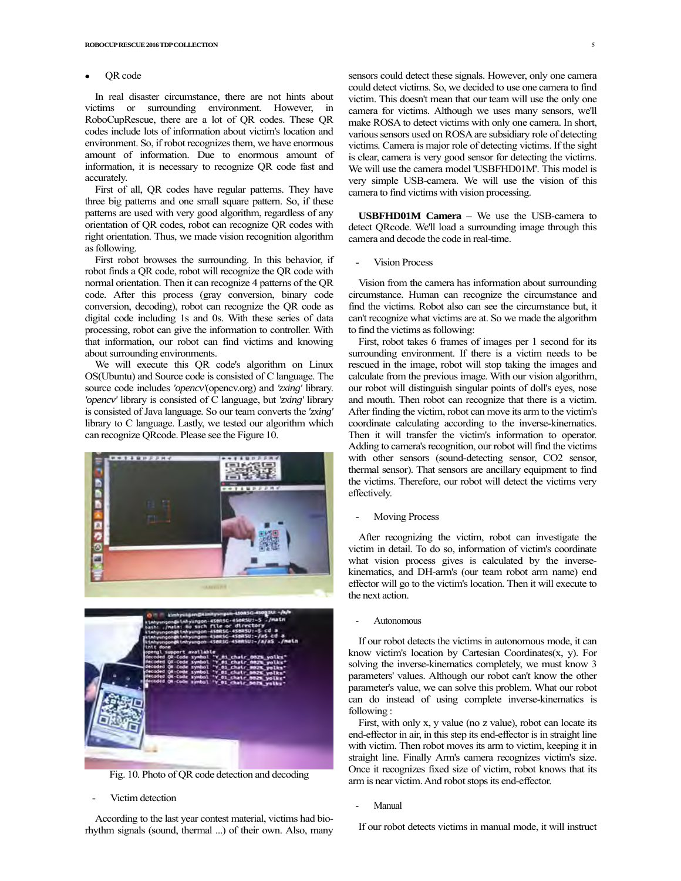- QR code

In real disaster circumstance, there are not hints about victims or surrounding environment. However, in RoboCupRescue, there are a lot of QR codes. These QR codes include lots of information about victim's location and environment. So, if robot recognizes them, we have enormous amount of information. Due to enormous amount of information, it is necessary to recognize QR code fast and accurately.

First of all, QR codes have regular patterns. They have three big patterns and one small square pattern. So, if these patterns are used with very good algorithm, regardless of any orientation of QR codes, robot can recognize QR codes with right orientation. Thus, we made vision recognition algorithm as following.

First robot browses the surrounding. In this behavior, if robot finds a QR code, robot will recognize the QR code with normal orientation. Then it can recognize 4 patterns of the QR code. After this process (gray conversion, binary code conversion, decoding), robot can recognize the QR code as digital code including 1s and 0s. With these series of data processing, robot can give the information to controller. With that information, our robot can find victims and knowing about surrounding environments.

We will execute this QR code's algorithm on Linux OS(Ubuntu) and Source code is consisted of C language. The source code includes *'opencv'*(opencv.org) and *'zxing'* library. *'opencv'* library is consisted of C language, but *'zxing'* library is consisted of Java language. So our team converts the *'zxing'* library to C language. Lastly, we tested our algorithm which can recognize QRcode. Please see the Figure 10.

Fig. 10. Photo of QR code detection and decoding

- Victim detection

According to the last year contest material, victims had bio-rhythm signals (sound, thermal ...) of their own. Also, many sensors could detect these signals. However, only one camera could detect victims. So, we decided to use one camera to find victim. This doesn't mean that our team will use the only one camera for victims. Although we uses many sensors, we'll make ROSA to detect victims with only one camera. In short, various sensors used on ROSA are subsidiary role of detecting victims. Camera is major role of detecting victims. If the sight is clear, camera is very good sensor for detecting the victims. We will use the camera model 'USBFHD01M'. This model is very simple USB-camera. We will use the vision of this camera to find victims with vision processing.

**USBFHD01M Camera** – We use the USB-camera to detect QRcode. We'll load a surrounding image through this camera and decode the code in real-time.

- Vision Process

Vision from the camera has information about surrounding circumstance. Human can recognize the circumstance and find the victims. Robot also can see the circumstance but, it can't recognize what victims are at. So we made the algorithm to find the victims as following:

First, robot takes 6 frames of images per 1 second for its surrounding environment. If there is a victim needs to be rescued in the image, robot will stop taking the images and calculate from the previous image. With our vision algorithm, our robot will distinguish singular points of doll's eyes, nose and mouth. Then robot can recognize that there is a victim. After finding the victim, robot can move its arm to the victim's coordinate calculating according to the inverse-kinematics. Then it will transfer the victim's information to operator. Adding to camera's recognition, our robot will find the victims with other sensors (sound-detecting sensor, $CO_2$ sensor, thermal sensor). That sensors are ancillary equipment to find the victims. Therefore, our robot will detect the victims very effectively.

- Moving Process

After recognizing the victim, robot can investigate the victim in detail. To do so, information of victim's coordinate what vision process gives is calculated by the inverse-kinematics, and DH-arm's (our team robot arm name) end effector will go to the victim's location. Then it will execute to the next action.

- Autonomous

If our robot detects the victims in autonomous mode, it can know victim's location by Cartesian Coordinates(x, y). For solving the inverse-kinematics completely, we must know 3 parameters' values. Although our robot can't know the other parameter's value, we can solve this problem. What our robot can do instead of using complete inverse-kinematics is following :

First, with only x, y value (no z value), robot can locate its end-effector in air, in this step its end-effector is in straight line with victim. Then robot moves its arm to victim, keeping it in straight line. Finally Arm's camera recognizes victim's size. Once it recognizes fixed size of victim, robot knows that its arm is near victim. And robot stops its end-effector.

- Manual

If our robot detects victims in manual mode, it will instruct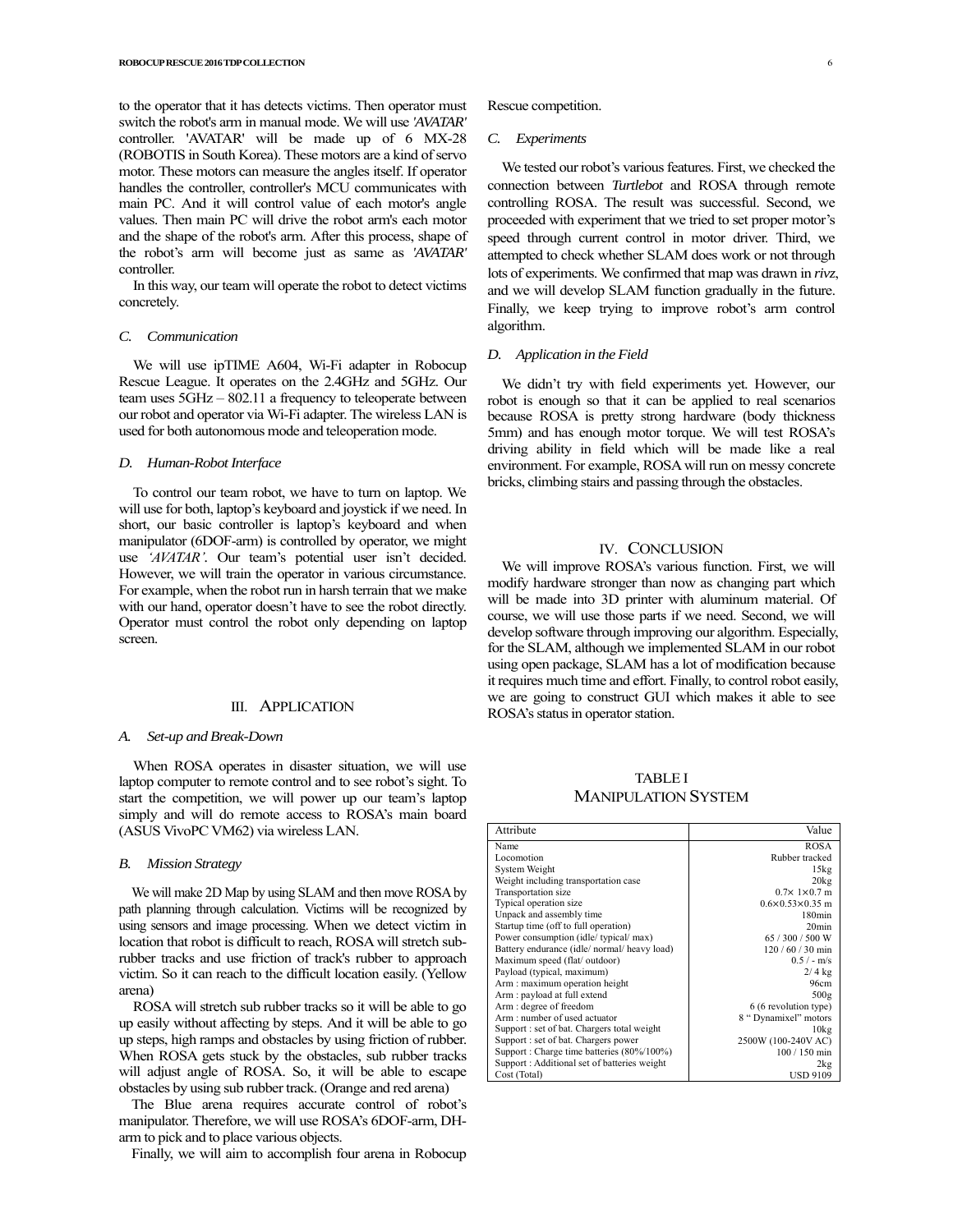to the operator that it has detects victims. Then operator must switch the robot's arm in manual mode. We will use *'AVATAR'* controller. 'AVATAR' will be made up of 6 MX-28 (ROBOTIS in South Korea). These motors are a kind of servo motor. These motors can measure the angles itself. If operator handles the controller, controller's MCU communicates with main PC. And it will control value of each motor's angle values. Then main PC will drive the robot arm's each motor and the shape of the robot's arm. After this process, shape of the robot's arm will become just as same as *'AVATAR'* controller.

In this way, our team will operate the robot to detect victims concretely.

### C. Communication

We will use ipTIME A604, Wi-Fi adapter in Robocup Rescue League. It operates on the 2.4GHz and 5GHz. Our team uses 5GHz – 802.11 a frequency to teleoperate between our robot and operator via Wi-Fi adapter. The wireless LAN is used for both autonomous mode and teleoperation mode.

### D. Human-Robot Interface

To control our team robot, we have to turn on laptop. We will use for both, laptop's keyboard and joystick if we need. In short, our basic controller is laptop's keyboard and when manipulator (6DOF-arm) is controlled by operator, we might use *'AVATAR'*. Our team's potential user isn't decided. However, we will train the operator in various circumstance. For example, when the robot run in harsh terrain that we make with our hand, operator doesn't have to see the robot directly. Operator must control the robot only depending on laptop screen.

## III. Application

### A. Set-up and Break-Down

When ROSA operates in disaster situation, we will use laptop computer to remote control and to see robot's sight. To start the competition, we will power up our team's laptop simply and will do remote access to ROSA's main board (ASUS VivoPC VM62) via wireless LAN.

### B. Mission Strategy

We will make 2D Map by using SLAM and then move ROSA by path planning through calculation. Victims will be recognized by using sensors and image processing. When we detect victim in location that robot is difficult to reach, ROSA will stretch sub-rubber tracks and use friction of track's rubber to approach victim. So it can reach to the difficult location easily. (Yellow arena)

ROSA will stretch sub rubber tracks so it will be able to go up easily without affecting by steps. And it will be able to go up steps, high ramps and obstacles by using friction of rubber. When ROSA gets stuck by the obstacles, sub rubber tracks will adjust angle of ROSA. So, it will be able to escape obstacles by using sub rubber track. (Orange and red arena)

The Blue arena requires accurate control of robot's manipulator. Therefore, we will use ROSA's 6DOF-arm, DH-arm to pick and to place various objects.

Finally, we will aim to accomplish four arena in Robocup Rescue competition.

### C. Experiments

We tested our robot's various features. First, we checked the connection between *Turtlebot* and ROSA through remote controlling ROSA. The result was successful. Second, we proceeded with experiment that we tried to set proper motor's speed through current control in motor driver. Third, we attempted to check whether SLAM does work or not through lots of experiments. We confirmed that map was drawn in *rivz*, and we will develop SLAM function gradually in the future. Finally, we keep trying to improve robot's arm control algorithm.

### D. Application in the Field

We didn't try with field experiments yet. However, our robot is enough so that it can be applied to real scenarios because ROSA is pretty strong hardware (body thickness 5mm) and has enough motor torque. We will test ROSA's driving ability in field which will be made like a real environment. For example, ROSA will run on messy concrete bricks, climbing stairs and passing through the obstacles.

## IV. Conclusion

We will improve ROSA's various function. First, we will modify hardware stronger than now as changing part which will be made into 3D printer with aluminum material. Of course, we will use those parts if we need. Second, we will develop software through improving our algorithm. Especially, for the SLAM, although we implemented SLAM in our robot using open package, SLAM has a lot of modification because it requires much time and effort. Finally, to control robot easily, we are going to construct GUI which makes it able to see ROSA's status in operator station.

TABLE I
MANIPULATION SYSTEM

| Attribute | Value |
| --- | --- |
| Name | ROSA |
| Locomotion | Rubber tracked |
| System Weight | 15kg |
| Weight including transportation case | 20kg |
| Transportation size | 0.7× 1×0.7 m |
| Typical operation size | 0.6×0.53×0.35 m |
| Unpack and assembly time | 180min |
| Startup time (off to full operation) | 20min |
| Power consumption (idle/ typical/ max) | 65 / 300 / 500 W |
| Battery endurance (idle/ normal/ heavy load) | 120 / 60 / 30 min |
| Maximum speed (flat/ outdoor) | 0.5 / - m/s |
| Payload (typical, maximum) | 2/ 4 kg |
| Arm : maximum operation height | 96cm |
| Arm : payload at full extend | 500g |
| Arm : degree of freedom | 6 (6 revolution type) |
| Arm : number of used actuator | 8 " Dynamixel" motors |
| Support : set of bat. Chargers total weight | 10kg |
| Support : set of bat. Chargers power | 2500W (100-240V AC) |
| Support : Charge time batteries (80%/100%) | 100 / 150 min |
| Support : Additional set of batteries weight | 2kg |
| Cost (Total) | USD 9109 |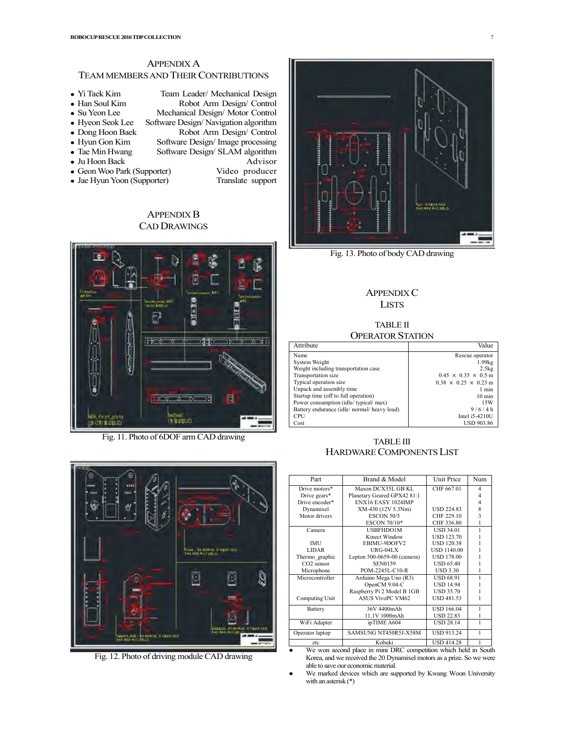## APPENDIX A
## TEAM MEMBERS AND THEIR CONTRIBUTIONS

- Yi Taek Kim — Team Leader/ Mechanical Design
- Han Soul Kim — Robot Arm Design/ Control
- Su Yeon Lee — Mechanical Design/ Motor Control
- Hyeon Seok Lee — Software Design/ Navigation algorithm
- Dong Hoon Baek — Robot Arm Design/ Control
- Hyun Gon Kim — Software Design/ Image processing
- Tae Min Hwang — Software Design/ SLAM algorithm
- Ju Hoon Back — Advisor
- Geon Woo Park (Supporter) — Video producer
- Jae Hyun Yoon (Supporter) — Translate support

## APPENDIX B
## CAD DRAWINGS

Fig. 11. Photo of 6DOF arm CAD drawing

Fig. 12. Photo of driving module CAD drawing

Fig. 13. Photo of body CAD drawing

## APPENDIX C
## LISTS

TABLE II
OPERATOR STATION

| Attribute | Value |
|---|---|
| Name | Rescue operator |
| System Weight | 1.99kg |
| Weight including transportation case | 2.5kg |
| Transportation size | 0.45 × 0.35 × 0.5 m |
| Typical operation size | 0.38 × 0.25 × 0.23 m |
| Unpack and assembly time | 1 min |
| Startup time (off to full operation) | 10 min |
| Power consumption (idle/ typical/ max) | 15W |
| Battery endurance (idle/ normal/ heavy load) | 9 / 6 / 4 h |
| CPU | Intel i5-4210U |
| Cost | USD 903.86 |

TABLE III
HARDWARE COMPONENTS LIST

| Part | Brand & Model | Unit Price | Num |
|---|---|---|---|
| Drive motors* | Maxon DCX35L GB KL | CHF 667.01 | 4 |
| Drive gears* | Planetary Geared GPX42 81:1 | | 4 |
| Drive encoder* | ENX16 EASY 1024IMP | | 4 |
| Dynamixel | XM-430 (12V 5.3Nm) | USD 224.83 | 8 |
| Motor drivers | ESCON 50/5 | CHF 229.10 | 3 |
| | ESCON 70/10* | CHF 336.80 | 1 |
| Camera | USBFHDO1M | USD 34.01 | 1 |
| | Kinect Window | USD 123.70 | 1 |
| IMU | EBIMU-9DOFV2 | USD 120.38 | 1 |
| LIDAR | URG-04LX | USD 1140.00 | 1 |
| Thermo_graphic | Lepton 500-0659-00 (camera) | USD 178.00 | 1 |
| CO2 sensor | SEN0159 | USD 65.40 | 1 |
| Microphone | POM-2245L-C10-R | USD 3.30 | 1 |
| Microcontroller | Arduino Mega Uno (R3) | USD 68.91 | 1 |
| | OpenCM 9.04-C | USD 14.94 | 1 |
| | Raspberry Pi 2 Model B 1GB | USD 35.70 | 1 |
| Computing Unit | ASUS VivoPC VM62 | USD 481.53 | 1 |
| Battery | 36V 4400mAh | USD 166.04 | 1 |
| | 11.1V 1000mAh | USD 22.83 | 1 |
| WiFi Adapter | ipTIME A604 | USD 28.14 | 1 |
| Operator laptop | SAMSUNG NT450R5J-X58M | USD 913.24 | 1 |
| etc | Kobuki | USD 414.28 | 1 |

- We won second place in mini DRC competition which held in South Korea, and we received the 20 Dynamixel motors as a prize. So we were able to save our economic material.
- We marked devices which are supported by Kwang Woon University with an asterisk (*)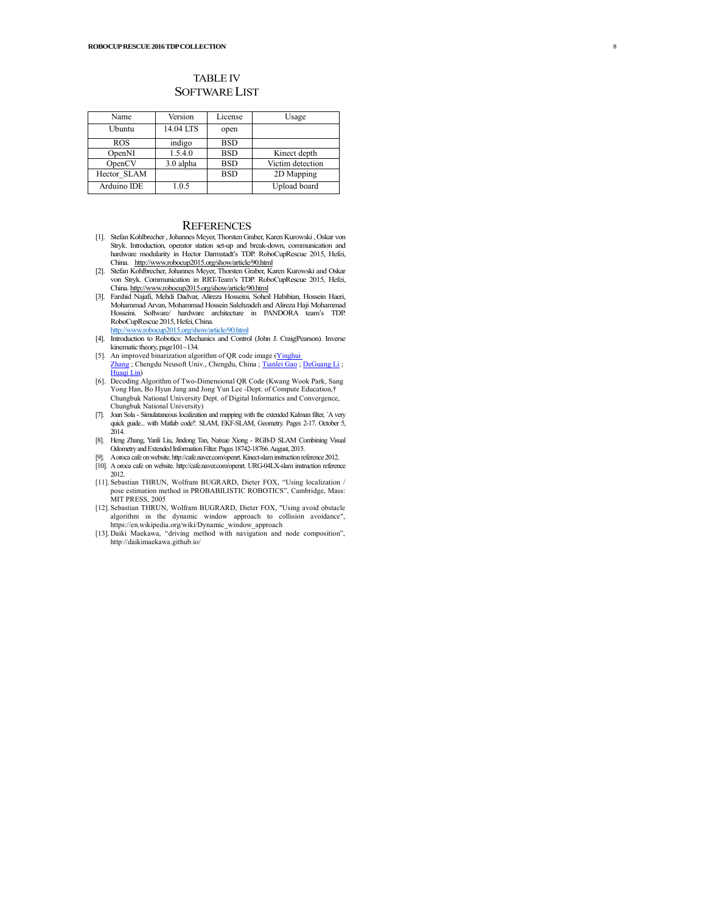TABLE IV
SOFTWARE LIST

| Name | Version | License | Usage |
|---|---|---|---|
| Ubuntu | 14.04 LTS | open | |
| ROS | indigo | BSD | |
| OpenNI | 1.5.4.0 | BSD | Kinect depth |
| OpenCV | 3.0 alpha | BSD | Victim detection |
| Hector_SLAM | | BSD | 2D Mapping |
| Arduino IDE | 1.0.5 | | Upload board |

# REFERENCES

[1]. Stefan Kohlbrecher , Johannes Meyer, Thorsten Graber, Karen Kurowski , Oskar von Stryk. Introduction, operator station set-up and break-down, communication and hardware modularity in Hector Darmstadt's TDP. RoboCupRescue 2015, Hefei, China. http://www.robocup2015.org/show/article/90.html

[2]. Stefan Kohlbrecher, Johannes Meyer, Thorsten Graber, Karen Kurowski and Oskar von Stryk. Communication in RRT-Team's TDP. RoboCupRescue 2015, Hefei, China. http://www.robocup2015.org/show/article/90.html

[3]. Farshid Najafi, Mehdi Dadvar, Alireza Hosseini, Soheil Habibian, Hossein Haeri, Mohammad Arvan, Mohammad Hossein Salehzadeh and Alireza Haji Mohammad Hosseini. Software/ hardware architecture in PANDORA team's TDP. RoboCupRescue 2015, Hefei, China. http://www.robocup2015.org/show/article/90.html

[4]. Introduction to Robotics: Mechanics and Control (John J. Craig|Pearson). Inverse kinematic theory, page101~134.

[5]. An improved binarization algorithm of QR code image (Yinghui Zhang ; Chengdu Neusoft Univ., Chengdu, China ; Tianlei Gao ; DeGuang Li ; Huaqi Lin)

[6]. Decoding Algorithm of Two-Dimensional QR Code (Kwang Wook Park, Sang Yong Han, Bo Hyun Jang and Jong Yun Lee -Dept. of Compute Education,† Chungbuk National University Dept. of Digital Informatics and Convergence, Chungbuk National University)

[7]. Joan Sola - Simulataneous localization and mapping with the extended Kalman filter, `A very quick guide... with Matlab code!'. SLAM, EKF-SLAM, Geometry. Pages 2-17. October 5, 2014.

[8]. Heng Zhang, Yanli Liu, Jindong Tan, Naixue Xiong - RGB-D SLAM Combining Visual Odometry and Extended Information Filter. Pages 18742-18766. August, 2015.

[9]. A oroca café on website. http://cafe.naver.com/openrt. Kinect-slam instruction reference 2012.

[10]. A oroca café on website. http://cafe.naver.com/openrt. URG-04LX-slam instruction reference 2012.

[11]. Sebastian THRUN, Wolfram BUGRARD, Dieter FOX, "Using localization / pose estimation method in PROBABILISTIC ROBOTICS", Cambridge, Mass: MIT PRESS, 2005

[12]. Sebastian THRUN, Wolfram BUGRARD, Dieter FOX, "Using avoid obstacle algorithm in the dynamic window approach to collision avoidance", https://en.wikipedia.org/wiki/Dynamic_window_approach

[13]. Daiki Maekawa, "driving method with navigation and node composition", http://daikimaekawa.github.io/